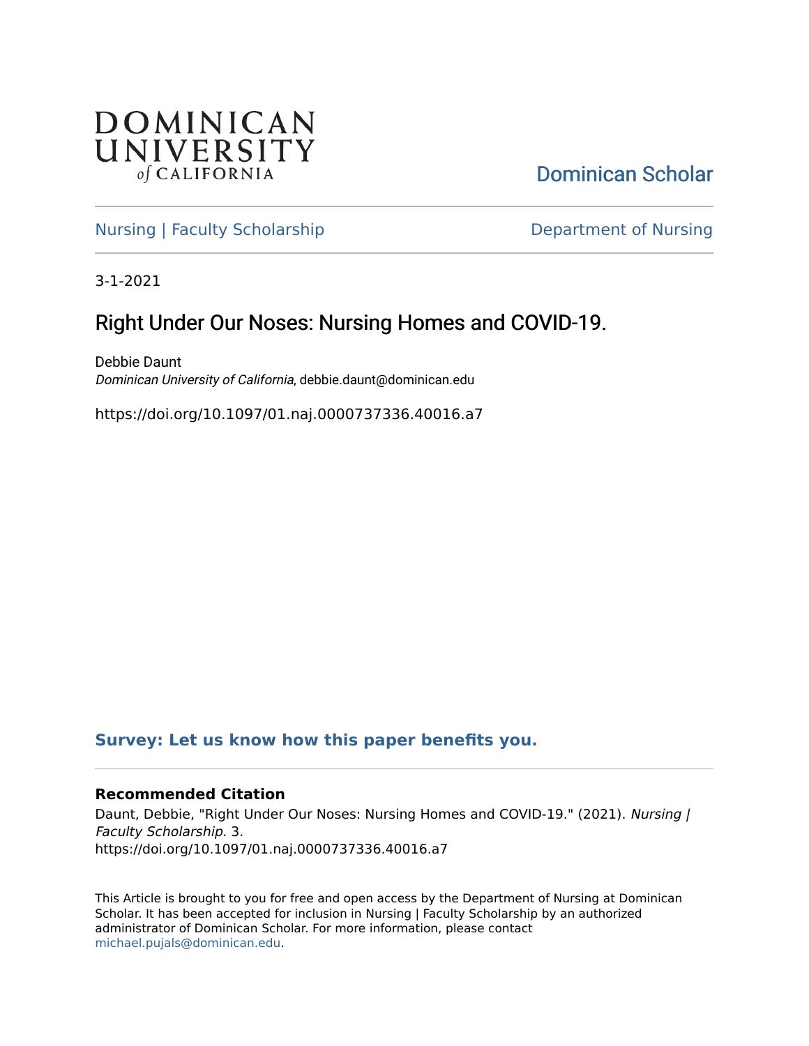DOMINICAN UNIVERSITY *of* CALIFORNIA

Dominican Scholar

Nursing | Faculty Scholarship

Department of Nursing

3-1-2021

# Right Under Our Noses: Nursing Homes and COVID-19.

Debbie Daunt
*Dominican University of California*, debbie.daunt@dominican.edu

https://doi.org/10.1097/01.naj.0000737336.40016.a7

**Survey: Let us know how this paper benefits you.**

### Recommended Citation

Daunt, Debbie, "Right Under Our Noses: Nursing Homes and COVID-19." (2021). *Nursing | Faculty Scholarship*. 3.
https://doi.org/10.1097/01.naj.0000737336.40016.a7

This Article is brought to you for free and open access by the Department of Nursing at Dominican Scholar. It has been accepted for inclusion in Nursing | Faculty Scholarship by an authorized administrator of Dominican Scholar. For more information, please contact michael.pujals@dominican.edu.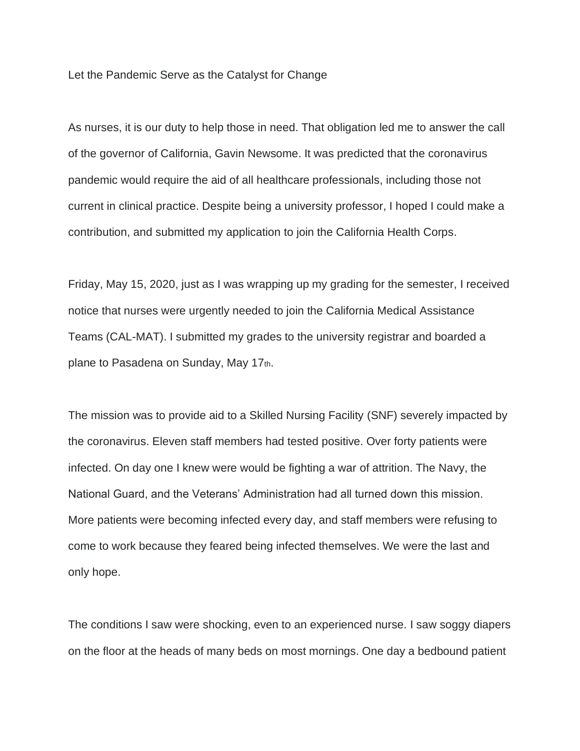Let the Pandemic Serve as the Catalyst for Change

As nurses, it is our duty to help those in need. That obligation led me to answer the call of the governor of California, Gavin Newsome. It was predicted that the coronavirus pandemic would require the aid of all healthcare professionals, including those not current in clinical practice. Despite being a university professor, I hoped I could make a contribution, and submitted my application to join the California Health Corps.

Friday, May 15, 2020, just as I was wrapping up my grading for the semester, I received notice that nurses were urgently needed to join the California Medical Assistance Teams (CAL-MAT). I submitted my grades to the university registrar and boarded a plane to Pasadena on Sunday, May 17th.

The mission was to provide aid to a Skilled Nursing Facility (SNF) severely impacted by the coronavirus. Eleven staff members had tested positive. Over forty patients were infected. On day one I knew were would be fighting a war of attrition. The Navy, the National Guard, and the Veterans' Administration had all turned down this mission. More patients were becoming infected every day, and staff members were refusing to come to work because they feared being infected themselves. We were the last and only hope.

The conditions I saw were shocking, even to an experienced nurse. I saw soggy diapers on the floor at the heads of many beds on most mornings. One day a bedbound patient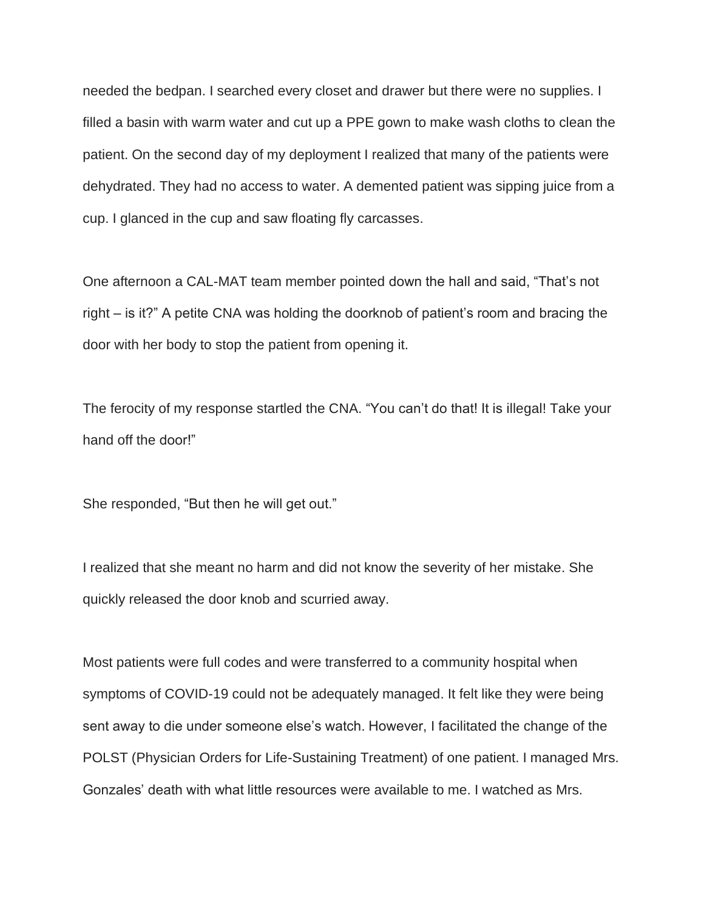needed the bedpan. I searched every closet and drawer but there were no supplies. I filled a basin with warm water and cut up a PPE gown to make wash cloths to clean the patient. On the second day of my deployment I realized that many of the patients were dehydrated. They had no access to water. A demented patient was sipping juice from a cup. I glanced in the cup and saw floating fly carcasses.

One afternoon a CAL-MAT team member pointed down the hall and said, "That's not right – is it?" A petite CNA was holding the doorknob of patient's room and bracing the door with her body to stop the patient from opening it.

The ferocity of my response startled the CNA. "You can't do that! It is illegal! Take your hand off the door!"

She responded, "But then he will get out."

I realized that she meant no harm and did not know the severity of her mistake. She quickly released the door knob and scurried away.

Most patients were full codes and were transferred to a community hospital when symptoms of COVID-19 could not be adequately managed. It felt like they were being sent away to die under someone else's watch. However, I facilitated the change of the POLST (Physician Orders for Life-Sustaining Treatment) of one patient. I managed Mrs. Gonzales' death with what little resources were available to me. I watched as Mrs.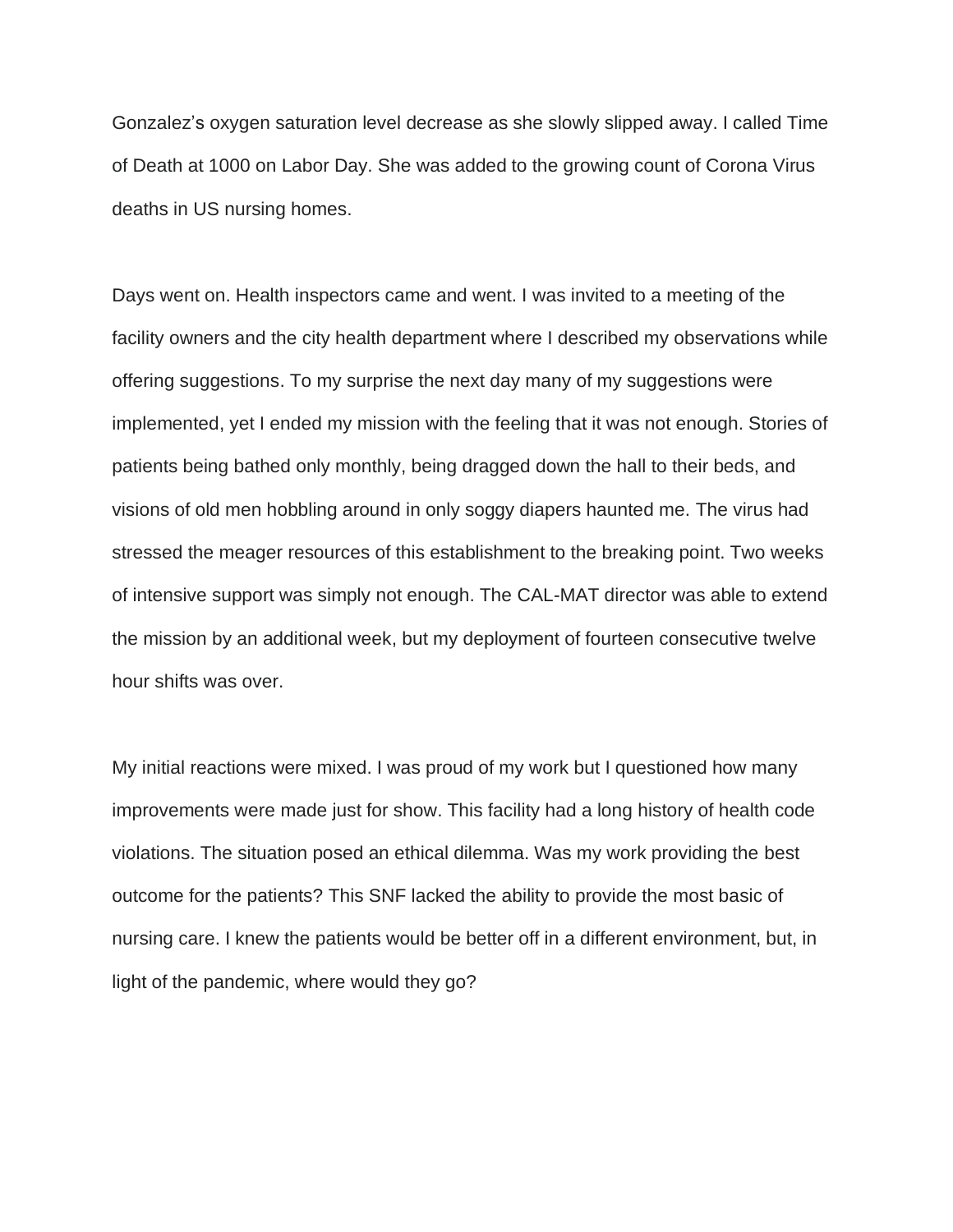Gonzalez's oxygen saturation level decrease as she slowly slipped away. I called Time of Death at 1000 on Labor Day. She was added to the growing count of Corona Virus deaths in US nursing homes.

Days went on. Health inspectors came and went. I was invited to a meeting of the facility owners and the city health department where I described my observations while offering suggestions. To my surprise the next day many of my suggestions were implemented, yet I ended my mission with the feeling that it was not enough. Stories of patients being bathed only monthly, being dragged down the hall to their beds, and visions of old men hobbling around in only soggy diapers haunted me. The virus had stressed the meager resources of this establishment to the breaking point. Two weeks of intensive support was simply not enough. The CAL-MAT director was able to extend the mission by an additional week, but my deployment of fourteen consecutive twelve hour shifts was over.

My initial reactions were mixed. I was proud of my work but I questioned how many improvements were made just for show. This facility had a long history of health code violations. The situation posed an ethical dilemma. Was my work providing the best outcome for the patients? This SNF lacked the ability to provide the most basic of nursing care. I knew the patients would be better off in a different environment, but, in light of the pandemic, where would they go?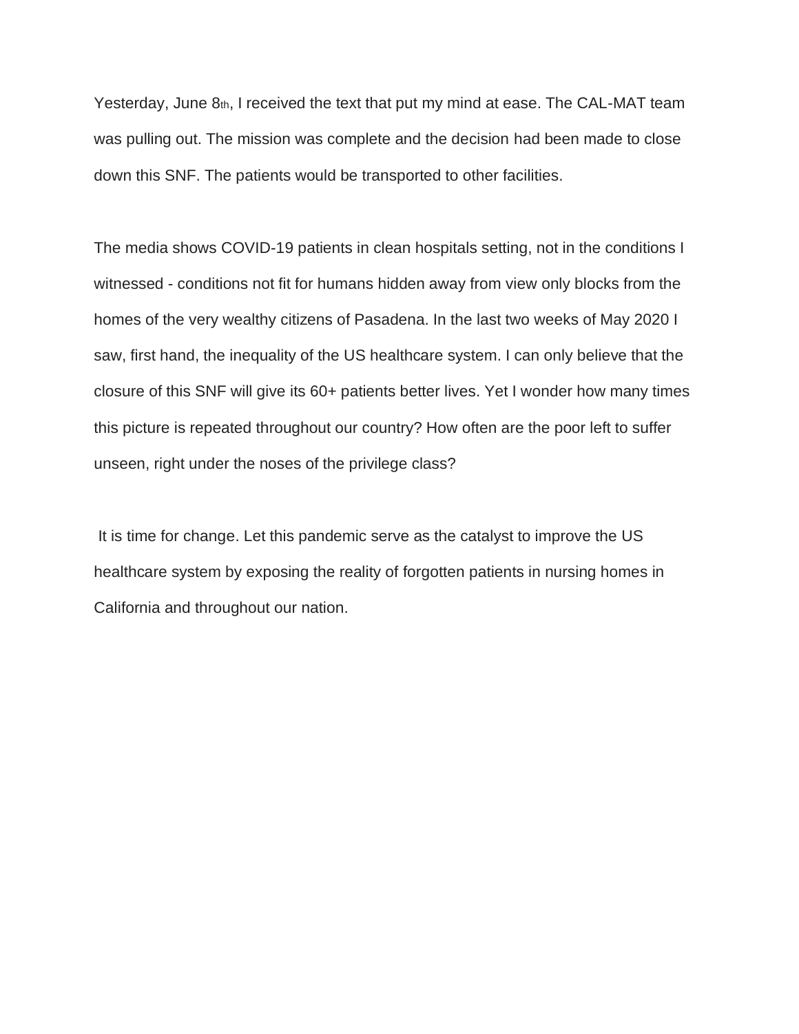Yesterday, June 8th, I received the text that put my mind at ease. The CAL-MAT team was pulling out. The mission was complete and the decision had been made to close down this SNF. The patients would be transported to other facilities.

The media shows COVID-19 patients in clean hospitals setting, not in the conditions I witnessed - conditions not fit for humans hidden away from view only blocks from the homes of the very wealthy citizens of Pasadena. In the last two weeks of May 2020 I saw, first hand, the inequality of the US healthcare system. I can only believe that the closure of this SNF will give its 60+ patients better lives. Yet I wonder how many times this picture is repeated throughout our country? How often are the poor left to suffer unseen, right under the noses of the privilege class?

It is time for change. Let this pandemic serve as the catalyst to improve the US healthcare system by exposing the reality of forgotten patients in nursing homes in California and throughout our nation.